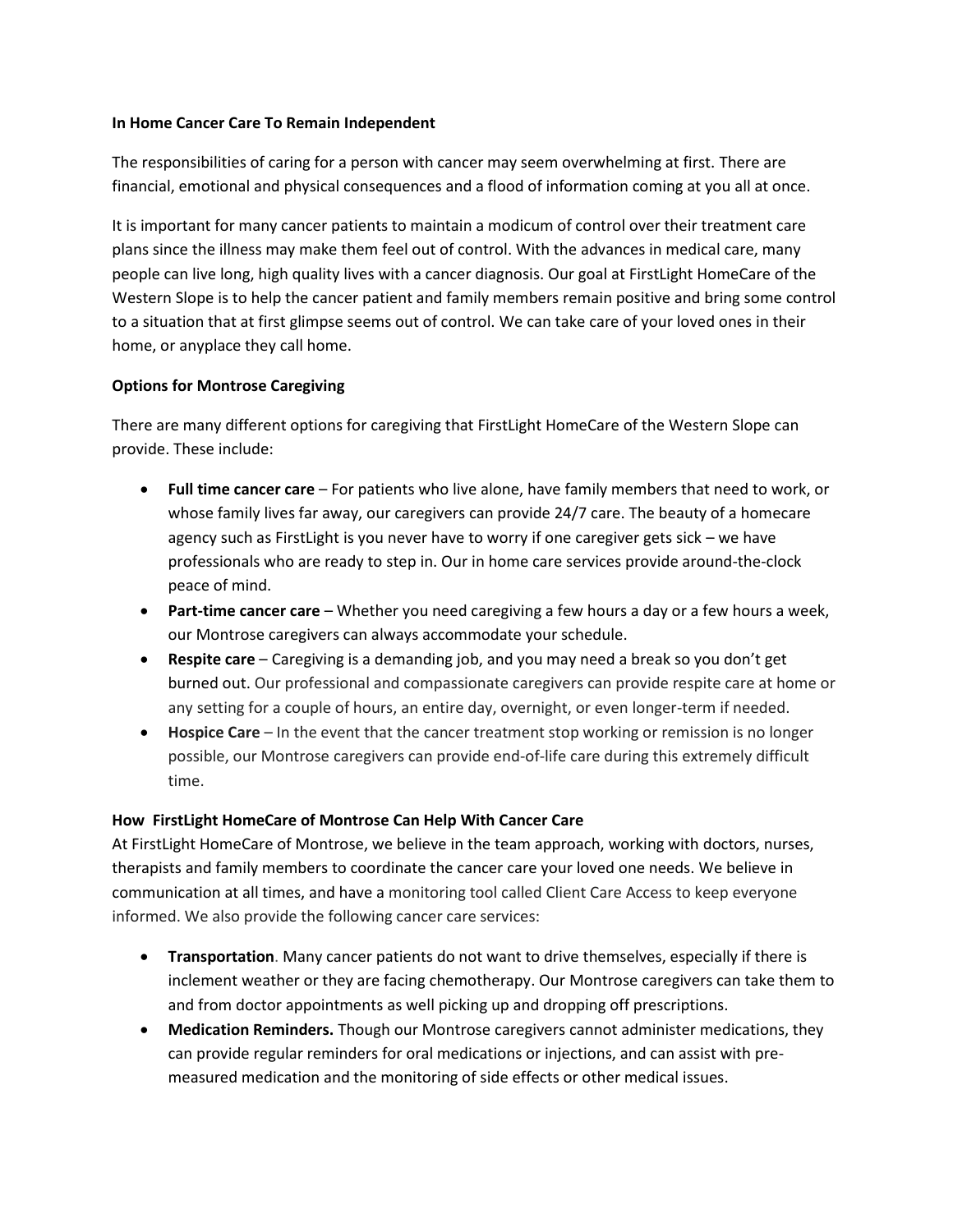**In Home Cancer Care To Remain Independent**

The responsibilities of caring for a person with cancer may seem overwhelming at first. There are financial, emotional and physical consequences and a flood of information coming at you all at once.

It is important for many cancer patients to maintain a modicum of control over their treatment care plans since the illness may make them feel out of control. With the advances in medical care, many people can live long, high quality lives with a cancer diagnosis. Our goal at FirstLight HomeCare of the Western Slope is to help the cancer patient and family members remain positive and bring some control to a situation that at first glimpse seems out of control. We can take care of your loved ones in their home, or anyplace they call home.

**Options for Montrose Caregiving**

There are many different options for caregiving that FirstLight HomeCare of the Western Slope can provide. These include:

- **Full time cancer care** – For patients who live alone, have family members that need to work, or whose family lives far away, our caregivers can provide 24/7 care. The beauty of a homecare agency such as FirstLight is you never have to worry if one caregiver gets sick – we have professionals who are ready to step in. Our in home care services provide around-the-clock peace of mind.
- **Part-time cancer care** – Whether you need caregiving a few hours a day or a few hours a week, our Montrose caregivers can always accommodate your schedule.
- **Respite care** – Caregiving is a demanding job, and you may need a break so you don't get burned out. Our professional and compassionate caregivers can provide respite care at home or any setting for a couple of hours, an entire day, overnight, or even longer-term if needed.
- **Hospice Care** – In the event that the cancer treatment stop working or remission is no longer possible, our Montrose caregivers can provide end-of-life care during this extremely difficult time.

**How FirstLight HomeCare of Montrose Can Help With Cancer Care**

At FirstLight HomeCare of Montrose, we believe in the team approach, working with doctors, nurses, therapists and family members to coordinate the cancer care your loved one needs. We believe in communication at all times, and have a monitoring tool called Client Care Access to keep everyone informed. We also provide the following cancer care services:

- **Transportation**. Many cancer patients do not want to drive themselves, especially if there is inclement weather or they are facing chemotherapy. Our Montrose caregivers can take them to and from doctor appointments as well picking up and dropping off prescriptions.
- **Medication Reminders.** Though our Montrose caregivers cannot administer medications, they can provide regular reminders for oral medications or injections, and can assist with pre-measured medication and the monitoring of side effects or other medical issues.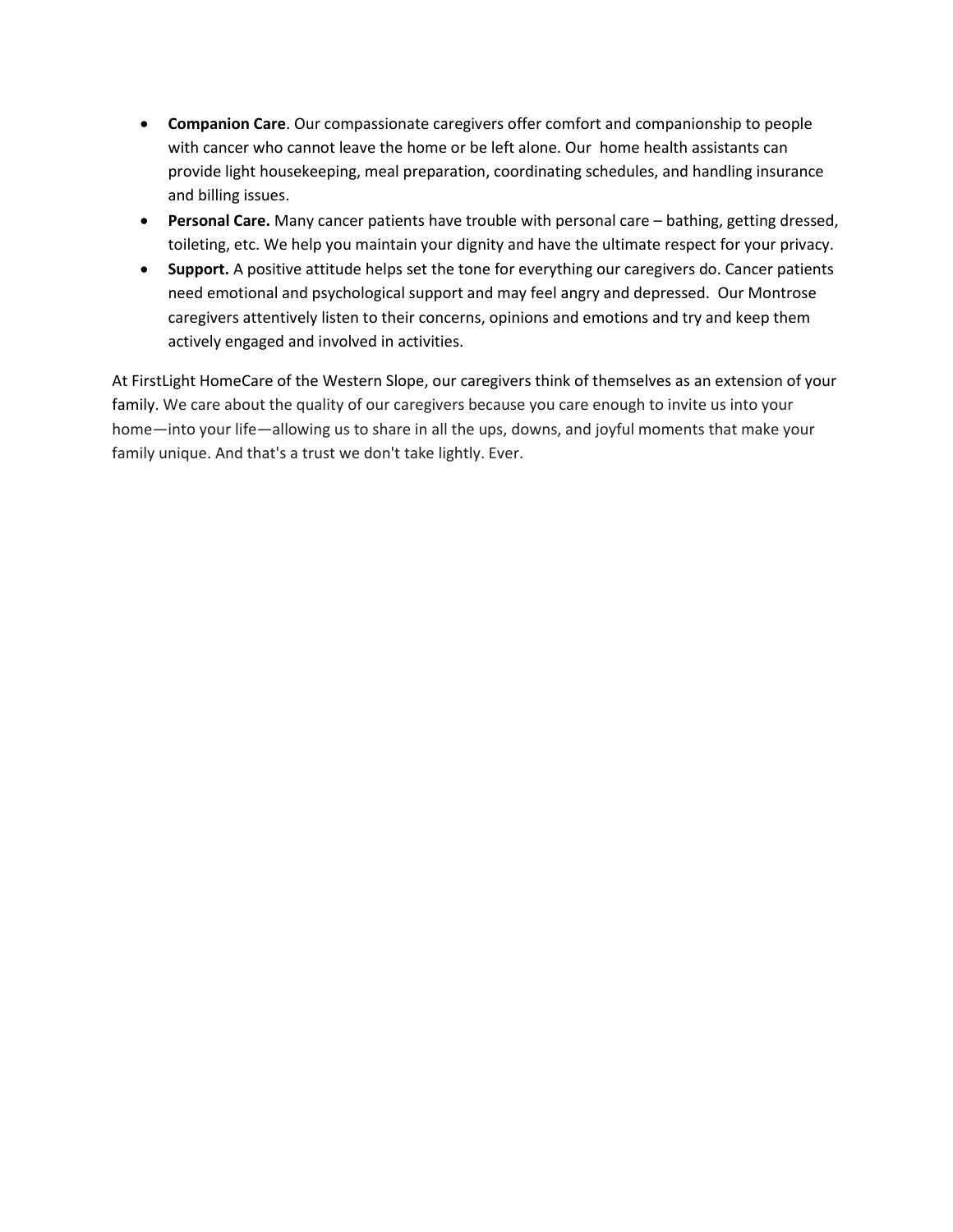- **Companion Care**. Our compassionate caregivers offer comfort and companionship to people with cancer who cannot leave the home or be left alone. Our home health assistants can provide light housekeeping, meal preparation, coordinating schedules, and handling insurance and billing issues.
- **Personal Care.** Many cancer patients have trouble with personal care – bathing, getting dressed, toileting, etc. We help you maintain your dignity and have the ultimate respect for your privacy.
- **Support.** A positive attitude helps set the tone for everything our caregivers do. Cancer patients need emotional and psychological support and may feel angry and depressed. Our Montrose caregivers attentively listen to their concerns, opinions and emotions and try and keep them actively engaged and involved in activities.

At FirstLight HomeCare of the Western Slope, our caregivers think of themselves as an extension of your family. We care about the quality of our caregivers because you care enough to invite us into your home—into your life—allowing us to share in all the ups, downs, and joyful moments that make your family unique. And that's a trust we don't take lightly. Ever.